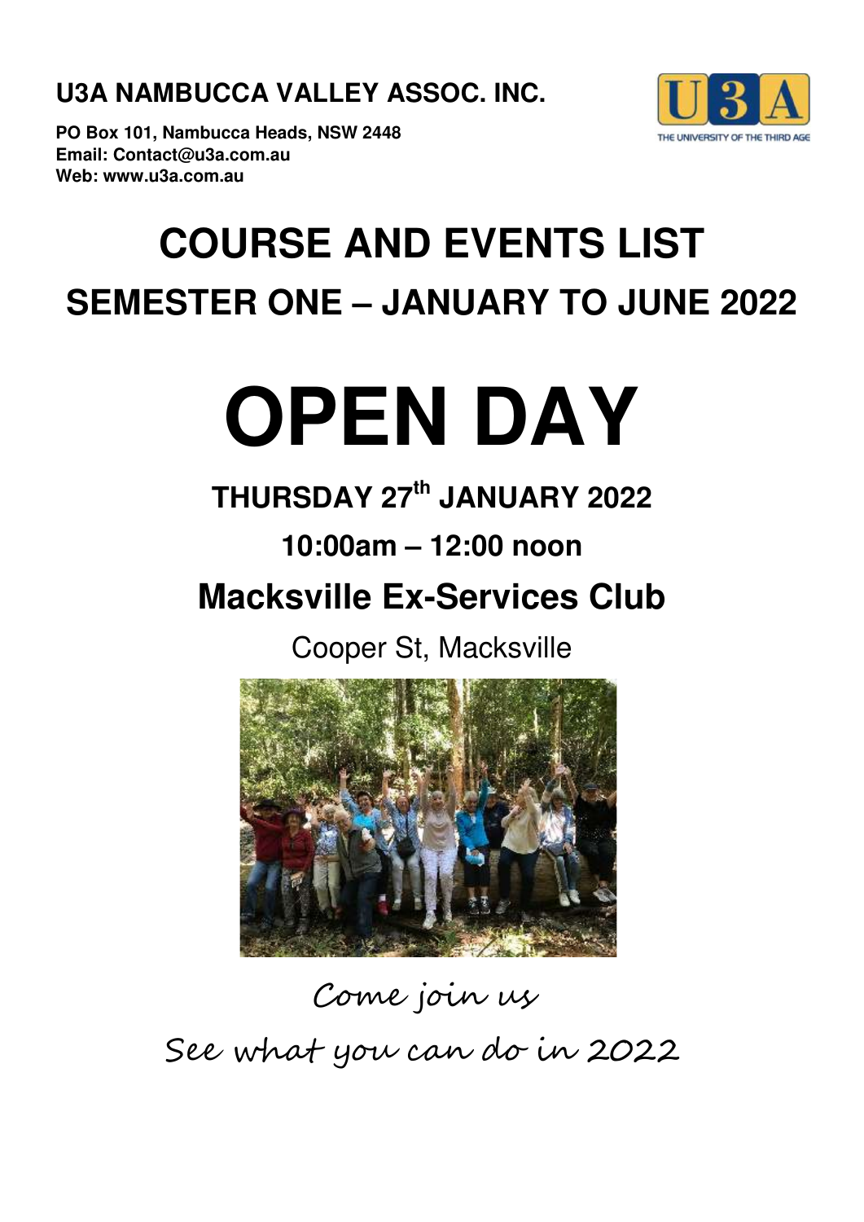**U3A NAMBUCCA VALLEY ASSOC. INC.**

**PO Box 101, Nambucca Heads, NSW 2448**
**Email: Contact@u3a.com.au**
**Web: www.u3a.com.au**

# COURSE AND EVENTS LIST

## SEMESTER ONE – JANUARY TO JUNE 2022

# OPEN DAY

## THURSDAY 27th JANUARY 2022

## 10:00am – 12:00 noon

## Macksville Ex-Services Club

Cooper St, Macksville

*Come join us*

*See what you can do in 2022*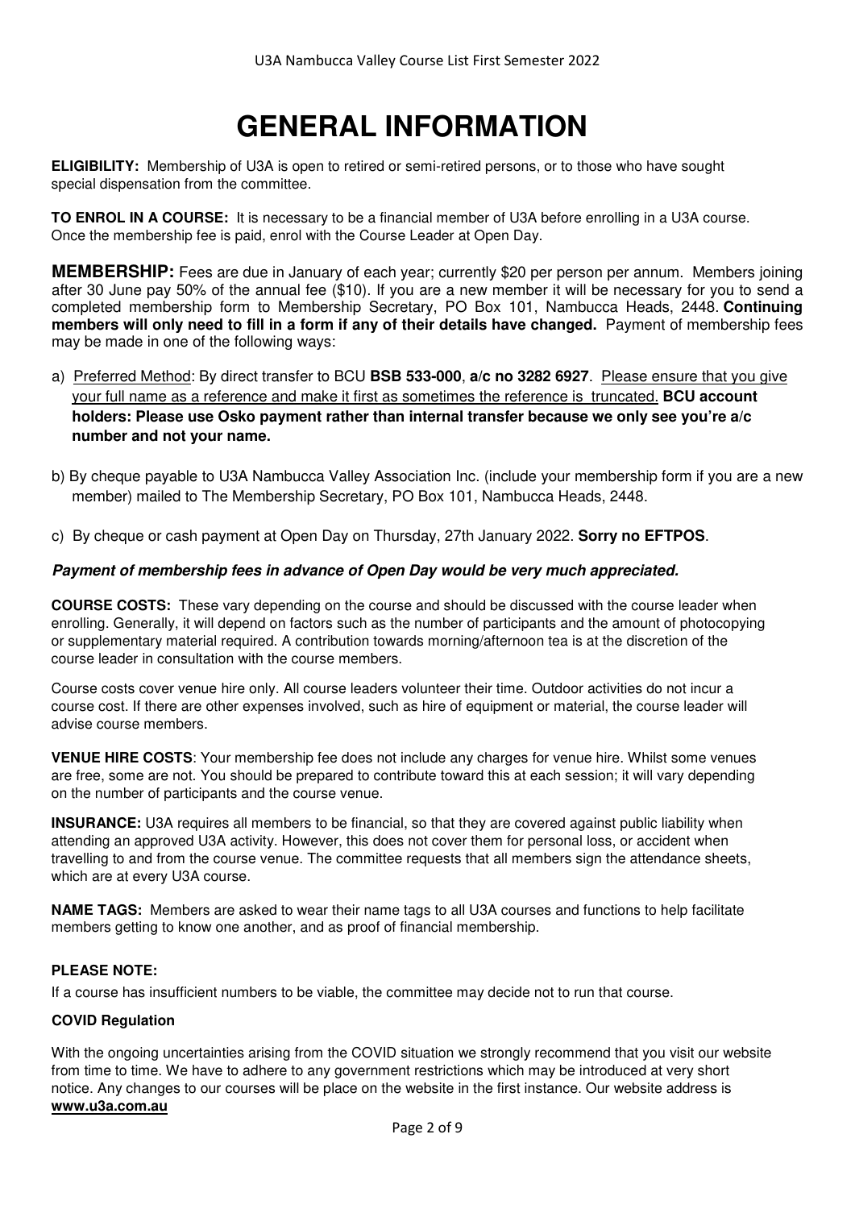# GENERAL INFORMATION

**ELIGIBILITY:** Membership of U3A is open to retired or semi-retired persons, or to those who have sought special dispensation from the committee.

**TO ENROL IN A COURSE:** It is necessary to be a financial member of U3A before enrolling in a U3A course. Once the membership fee is paid, enrol with the Course Leader at Open Day.

**MEMBERSHIP:** Fees are due in January of each year; currently $20 per person per annum. Members joining after 30 June pay 50% of the annual fee ($10). If you are a new member it will be necessary for you to send a completed membership form to Membership Secretary, PO Box 101, Nambucca Heads, 2448. **Continuing members will only need to fill in a form if any of their details have changed.** Payment of membership fees may be made in one of the following ways:

a) Preferred Method: By direct transfer to BCU **BSB 533-000**, **a/c no 3282 6927**. Please ensure that you give your full name as a reference and make it first as sometimes the reference is truncated. **BCU account holders: Please use Osko payment rather than internal transfer because we only see you're a/c number and not your name.**

b) By cheque payable to U3A Nambucca Valley Association Inc. (include your membership form if you are a new member) mailed to The Membership Secretary, PO Box 101, Nambucca Heads, 2448.

c) By cheque or cash payment at Open Day on Thursday, 27th January 2022. **Sorry no EFTPOS**.

***Payment of membership fees in advance of Open Day would be very much appreciated.***

**COURSE COSTS:** These vary depending on the course and should be discussed with the course leader when enrolling. Generally, it will depend on factors such as the number of participants and the amount of photocopying or supplementary material required. A contribution towards morning/afternoon tea is at the discretion of the course leader in consultation with the course members.

Course costs cover venue hire only. All course leaders volunteer their time. Outdoor activities do not incur a course cost. If there are other expenses involved, such as hire of equipment or material, the course leader will advise course members.

**VENUE HIRE COSTS**: Your membership fee does not include any charges for venue hire. Whilst some venues are free, some are not. You should be prepared to contribute toward this at each session; it will vary depending on the number of participants and the course venue.

**INSURANCE:** U3A requires all members to be financial, so that they are covered against public liability when attending an approved U3A activity. However, this does not cover them for personal loss, or accident when travelling to and from the course venue. The committee requests that all members sign the attendance sheets, which are at every U3A course.

**NAME TAGS:** Members are asked to wear their name tags to all U3A courses and functions to help facilitate members getting to know one another, and as proof of financial membership.

**PLEASE NOTE:**

If a course has insufficient numbers to be viable, the committee may decide not to run that course.

**COVID Regulation**

With the ongoing uncertainties arising from the COVID situation we strongly recommend that you visit our website from time to time. We have to adhere to any government restrictions which may be introduced at very short notice. Any changes to our courses will be place on the website in the first instance. Our website address is **www.u3a.com.au**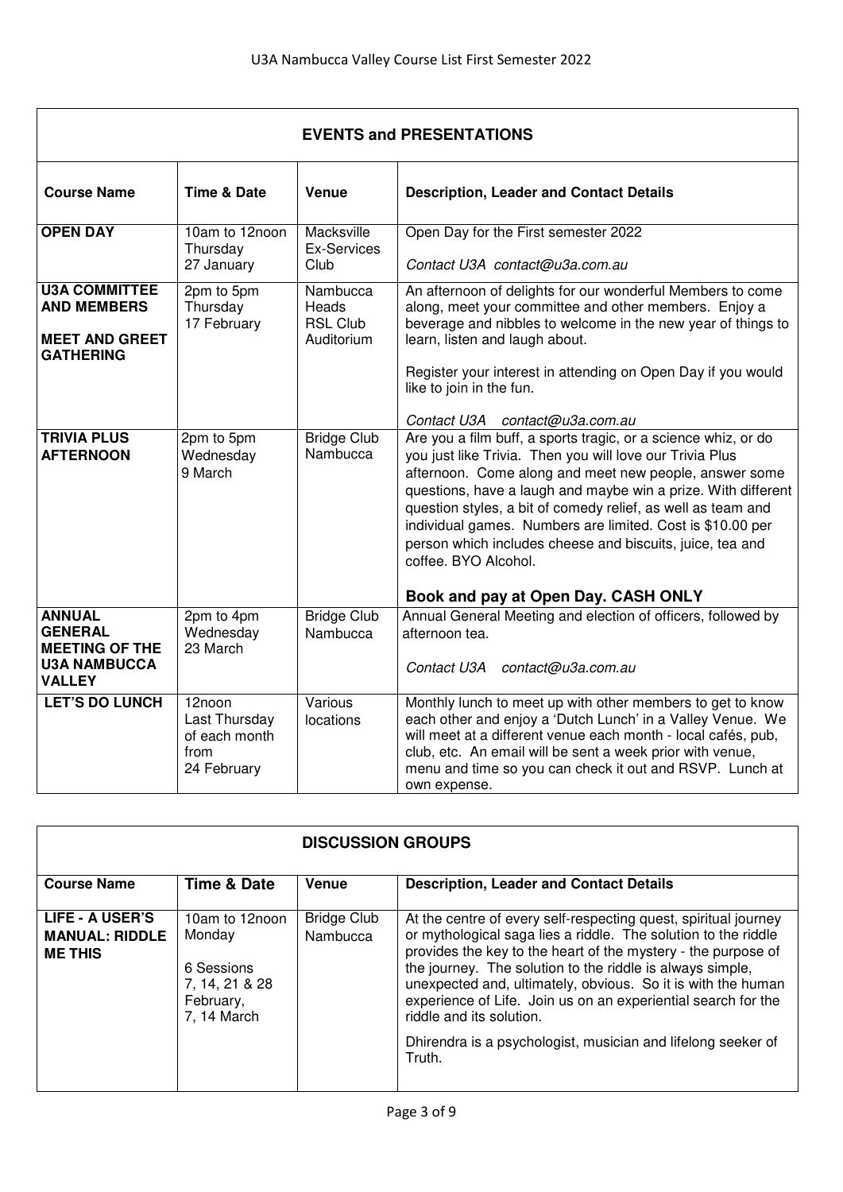## EVENTS and PRESENTATIONS

| Course Name | Time & Date | Venue | Description, Leader and Contact Details |
|---|---|---|---|
| **OPEN DAY** | 10am to 12noon Thursday 27 January | Macksville Ex-Services Club | Open Day for the First semester 2022<br><br>*Contact U3A contact@u3a.com.au* |
| **U3A COMMITTEE AND MEMBERS**<br><br>**MEET AND GREET GATHERING** | 2pm to 5pm Thursday 17 February | Nambucca Heads RSL Club Auditorium | An afternoon of delights for our wonderful Members to come along, meet your committee and other members. Enjoy a beverage and nibbles to welcome in the new year of things to learn, listen and laugh about.<br><br>Register your interest in attending on Open Day if you would like to join in the fun.<br><br>*Contact U3A contact@u3a.com.au* |
| **TRIVIA PLUS AFTERNOON** | 2pm to 5pm Wednesday 9 March | Bridge Club Nambucca | Are you a film buff, a sports tragic, or a science whiz, or do you just like Trivia. Then you will love our Trivia Plus afternoon. Come along and meet new people, answer some questions, have a laugh and maybe win a prize. With different question styles, a bit of comedy relief, as well as team and individual games. Numbers are limited. Cost is $10.00 per person which includes cheese and biscuits, juice, tea and coffee. BYO Alcohol.<br><br>**Book and pay at Open Day. CASH ONLY** |
| **ANNUAL GENERAL MEETING OF THE U3A NAMBUCCA VALLEY** | 2pm to 4pm Wednesday 23 March | Bridge Club Nambucca | Annual General Meeting and election of officers, followed by afternoon tea.<br><br>*Contact U3A contact@u3a.com.au* |
| **LET'S DO LUNCH** | 12noon Last Thursday of each month from 24 February | Various locations | Monthly lunch to meet up with other members to get to know each other and enjoy a 'Dutch Lunch' in a Valley Venue. We will meet at a different venue each month - local cafés, pub, club, etc. An email will be sent a week prior with venue, menu and time so you can check it out and RSVP. Lunch at own expense. |

## DISCUSSION GROUPS

| Course Name | Time & Date | Venue | Description, Leader and Contact Details |
|---|---|---|---|
| **LIFE - A USER'S MANUAL: RIDDLE ME THIS** | 10am to 12noon Monday<br><br>6 Sessions 7, 14, 21 & 28 February, 7, 14 March | Bridge Club Nambucca | At the centre of every self-respecting quest, spiritual journey or mythological saga lies a riddle. The solution to the riddle provides the key to the heart of the mystery - the purpose of the journey. The solution to the riddle is always simple, unexpected and, ultimately, obvious. So it is with the human experience of Life. Join us on an experiential search for the riddle and its solution.<br><br>Dhirendra is a psychologist, musician and lifelong seeker of Truth. |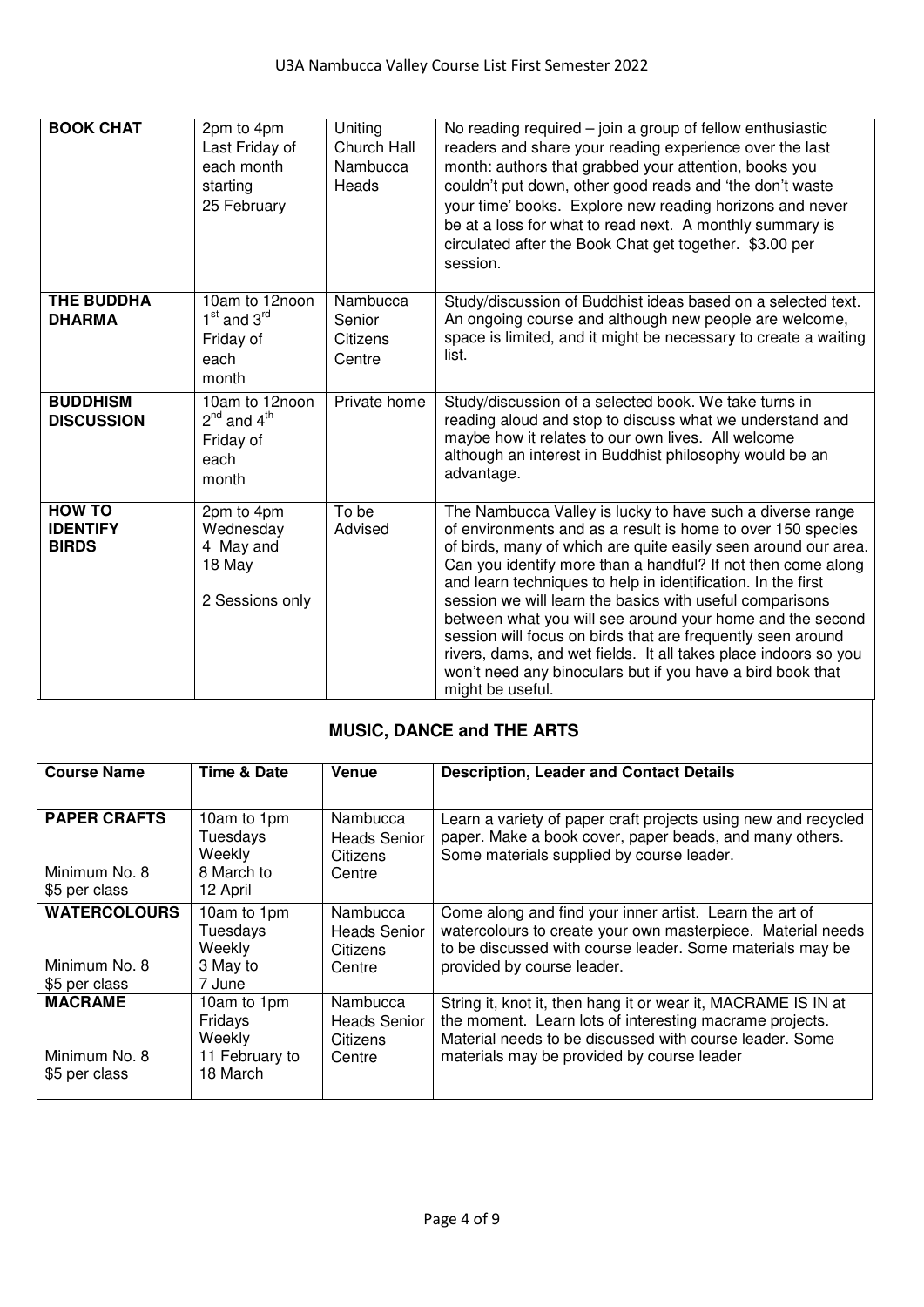| | | | |
|---|---|---|---|
| **BOOK CHAT** | 2pm to 4pm Last Friday of each month starting 25 February | Uniting Church Hall Nambucca Heads | No reading required – join a group of fellow enthusiastic readers and share your reading experience over the last month: authors that grabbed your attention, books you couldn't put down, other good reads and 'the don't waste your time' books. Explore new reading horizons and never be at a loss for what to read next. A monthly summary is circulated after the Book Chat get together. $3.00 per session. |
| **THE BUDDHA DHARMA** | 10am to 12noon 1st and 3rd Friday of each month | Nambucca Senior Citizens Centre | Study/discussion of Buddhist ideas based on a selected text. An ongoing course and although new people are welcome, space is limited, and it might be necessary to create a waiting list. |
| **BUDDHISM DISCUSSION** | 10am to 12noon 2nd and 4th Friday of each month | Private home | Study/discussion of a selected book. We take turns in reading aloud and stop to discuss what we understand and maybe how it relates to our own lives. All welcome although an interest in Buddhist philosophy would be an advantage. |
| **HOW TO IDENTIFY BIRDS** | 2pm to 4pm Wednesday 4 May and 18 May<br><br>2 Sessions only | To be Advised | The Nambucca Valley is lucky to have such a diverse range of environments and as a result is home to over 150 species of birds, many of which are quite easily seen around our area. Can you identify more than a handful? If not then come along and learn techniques to help in identification. In the first session we will learn the basics with useful comparisons between what you will see around your home and the second session will focus on birds that are frequently seen around rivers, dams, and wet fields. It all takes place indoors so you won't need any binoculars but if you have a bird book that might be useful. |

## MUSIC, DANCE and THE ARTS

| Course Name | Time & Date | Venue | Description, Leader and Contact Details |
|---|---|---|---|
| **PAPER CRAFTS**<br><br>Minimum No. 8<br>$5 per class | 10am to 1pm Tuesdays Weekly 8 March to 12 April | Nambucca Heads Senior Citizens Centre | Learn a variety of paper craft projects using new and recycled paper. Make a book cover, paper beads, and many others. Some materials supplied by course leader. |
| **WATERCOLOURS**<br><br>Minimum No. 8<br>$5 per class | 10am to 1pm Tuesdays Weekly 3 May to 7 June | Nambucca Heads Senior Citizens Centre | Come along and find your inner artist. Learn the art of watercolours to create your own masterpiece. Material needs to be discussed with course leader. Some materials may be provided by course leader. |
| **MACRAME**<br><br>Minimum No. 8<br>$5 per class | 10am to 1pm Fridays Weekly 11 February to 18 March | Nambucca Heads Senior Citizens Centre | String it, knot it, then hang it or wear it, MACRAME IS IN at the moment. Learn lots of interesting macrame projects. Material needs to be discussed with course leader. Some materials may be provided by course leader |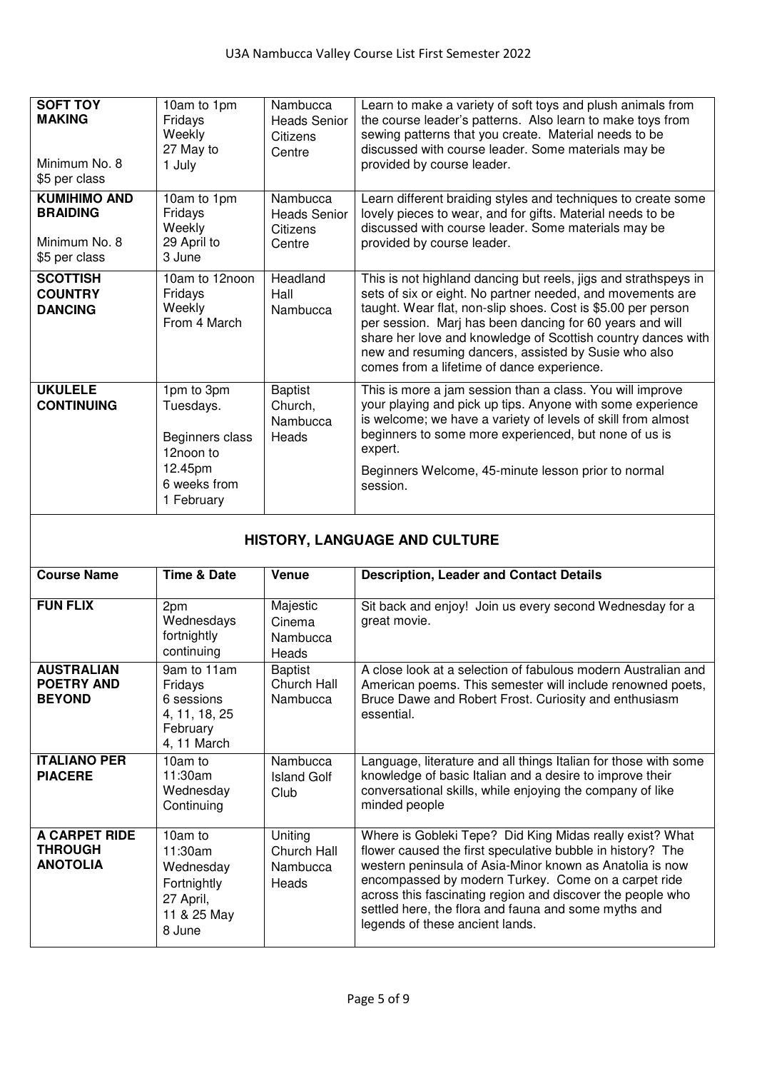| | | | |
|---|---|---|---|
| **SOFT TOY MAKING**<br><br>Minimum No. 8<br>$5 per class | 10am to 1pm Fridays Weekly 27 May to 1 July | Nambucca Heads Senior Citizens Centre | Learn to make a variety of soft toys and plush animals from the course leader's patterns. Also learn to make toys from sewing patterns that you create. Material needs to be discussed with course leader. Some materials may be provided by course leader. |
| **KUMIHIMO AND BRAIDING**<br><br>Minimum No. 8<br>$5 per class | 10am to 1pm Fridays Weekly 29 April to 3 June | Nambucca Heads Senior Citizens Centre | Learn different braiding styles and techniques to create some lovely pieces to wear, and for gifts. Material needs to be discussed with course leader. Some materials may be provided by course leader. |
| **SCOTTISH COUNTRY DANCING** | 10am to 12noon Fridays Weekly From 4 March | Headland Hall Nambucca | This is not highland dancing but reels, jigs and strathspeys in sets of six or eight. No partner needed, and movements are taught. Wear flat, non-slip shoes. Cost is $5.00 per person per session. Marj has been dancing for 60 years and will share her love and knowledge of Scottish country dances with new and resuming dancers, assisted by Susie who also comes from a lifetime of dance experience. |
| **UKULELE CONTINUING** | 1pm to 3pm Tuesdays.<br><br>Beginners class 12noon to 12.45pm 6 weeks from 1 February | Baptist Church, Nambucca Heads | This is more a jam session than a class. You will improve your playing and pick up tips. Anyone with some experience is welcome; we have a variety of levels of skill from almost beginners to some more experienced, but none of us is expert.<br><br>Beginners Welcome, 45-minute lesson prior to normal session. |

## HISTORY, LANGUAGE AND CULTURE

| Course Name | Time & Date | Venue | Description, Leader and Contact Details |
|---|---|---|---|
| **FUN FLIX** | 2pm Wednesdays fortnightly continuing | Majestic Cinema Nambucca Heads | Sit back and enjoy! Join us every second Wednesday for a great movie. |
| **AUSTRALIAN POETRY AND BEYOND** | 9am to 11am Fridays 6 sessions 4, 11, 18, 25 February 4, 11 March | Baptist Church Hall Nambucca | A close look at a selection of fabulous modern Australian and American poems. This semester will include renowned poets, Bruce Dawe and Robert Frost. Curiosity and enthusiasm essential. |
| **ITALIANO PER PIACERE** | 10am to 11:30am Wednesday Continuing | Nambucca Island Golf Club | Language, literature and all things Italian for those with some knowledge of basic Italian and a desire to improve their conversational skills, while enjoying the company of like minded people |
| **A CARPET RIDE THROUGH ANOTOLIA** | 10am to 11:30am Wednesday Fortnightly 27 April, 11 & 25 May 8 June | Uniting Church Hall Nambucca Heads | Where is Gobleki Tepe? Did King Midas really exist? What flower caused the first speculative bubble in history? The western peninsula of Asia-Minor known as Anatolia is now encompassed by modern Turkey. Come on a carpet ride across this fascinating region and discover the people who settled here, the flora and fauna and some myths and legends of these ancient lands. |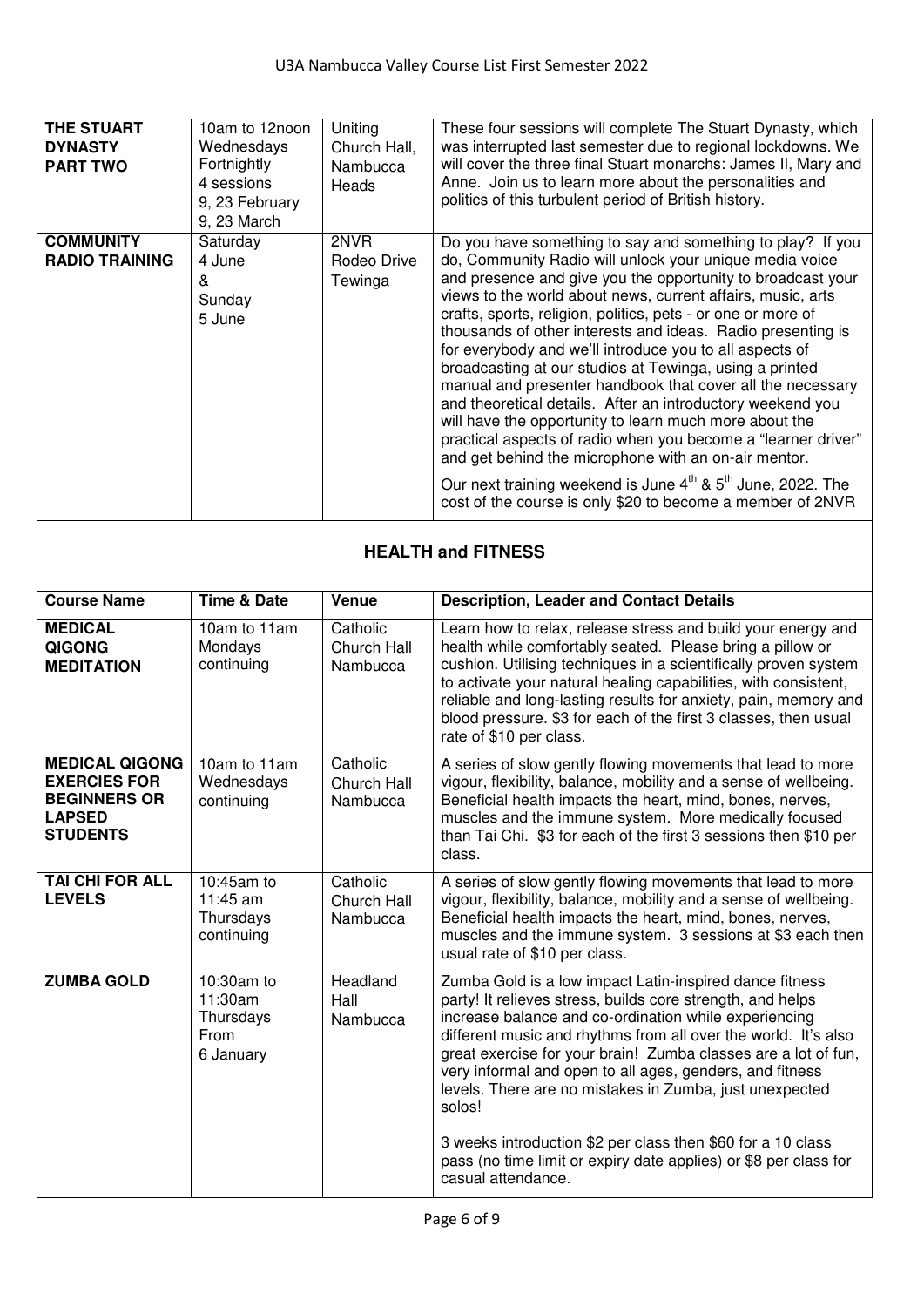| | | | |
|---|---|---|---|
| **THE STUART DYNASTY PART TWO** | 10am to 12noon Wednesdays Fortnightly 4 sessions 9, 23 February 9, 23 March | Uniting Church Hall, Nambucca Heads | These four sessions will complete The Stuart Dynasty, which was interrupted last semester due to regional lockdowns. We will cover the three final Stuart monarchs: James II, Mary and Anne. Join us to learn more about the personalities and politics of this turbulent period of British history. |
| **COMMUNITY RADIO TRAINING** | Saturday 4 June & Sunday 5 June | 2NVR Rodeo Drive Tewinga | Do you have something to say and something to play? If you do, Community Radio will unlock your unique media voice and presence and give you the opportunity to broadcast your views to the world about news, current affairs, music, arts crafts, sports, religion, politics, pets - or one or more of thousands of other interests and ideas. Radio presenting is for everybody and we'll introduce you to all aspects of broadcasting at our studios at Tewinga, using a printed manual and presenter handbook that cover all the necessary and theoretical details. After an introductory weekend you will have the opportunity to learn much more about the practical aspects of radio when you become a "learner driver" and get behind the microphone with an on-air mentor.<br><br>Our next training weekend is June 4th & 5th June, 2022. The cost of the course is only $20 to become a member of 2NVR |

## HEALTH and FITNESS

| Course Name | Time & Date | Venue | Description, Leader and Contact Details |
|---|---|---|---|
| **MEDICAL QIGONG MEDITATION** | 10am to 11am Mondays continuing | Catholic Church Hall Nambucca | Learn how to relax, release stress and build your energy and health while comfortably seated. Please bring a pillow or cushion. Utilising techniques in a scientifically proven system to activate your natural healing capabilities, with consistent, reliable and long-lasting results for anxiety, pain, memory and blood pressure. $3 for each of the first 3 classes, then usual rate of $10 per class. |
| **MEDICAL QIGONG EXERCIES FOR BEGINNERS OR LAPSED STUDENTS** | 10am to 11am Wednesdays continuing | Catholic Church Hall Nambucca | A series of slow gently flowing movements that lead to more vigour, flexibility, balance, mobility and a sense of wellbeing. Beneficial health impacts the heart, mind, bones, nerves, muscles and the immune system. More medically focused than Tai Chi. $3 for each of the first 3 sessions then $10 per class. |
| **TAI CHI FOR ALL LEVELS** | 10:45am to 11:45 am Thursdays continuing | Catholic Church Hall Nambucca | A series of slow gently flowing movements that lead to more vigour, flexibility, balance, mobility and a sense of wellbeing. Beneficial health impacts the heart, mind, bones, nerves, muscles and the immune system. 3 sessions at $3 each then usual rate of $10 per class. |
| **ZUMBA GOLD** | 10:30am to 11:30am Thursdays From 6 January | Headland Hall Nambucca | Zumba Gold is a low impact Latin-inspired dance fitness party! It relieves stress, builds core strength, and helps increase balance and co-ordination while experiencing different music and rhythms from all over the world. It's also great exercise for your brain! Zumba classes are a lot of fun, very informal and open to all ages, genders, and fitness levels. There are no mistakes in Zumba, just unexpected solos!<br><br>3 weeks introduction $2 per class then $60 for a 10 class pass (no time limit or expiry date applies) or $8 per class for casual attendance. |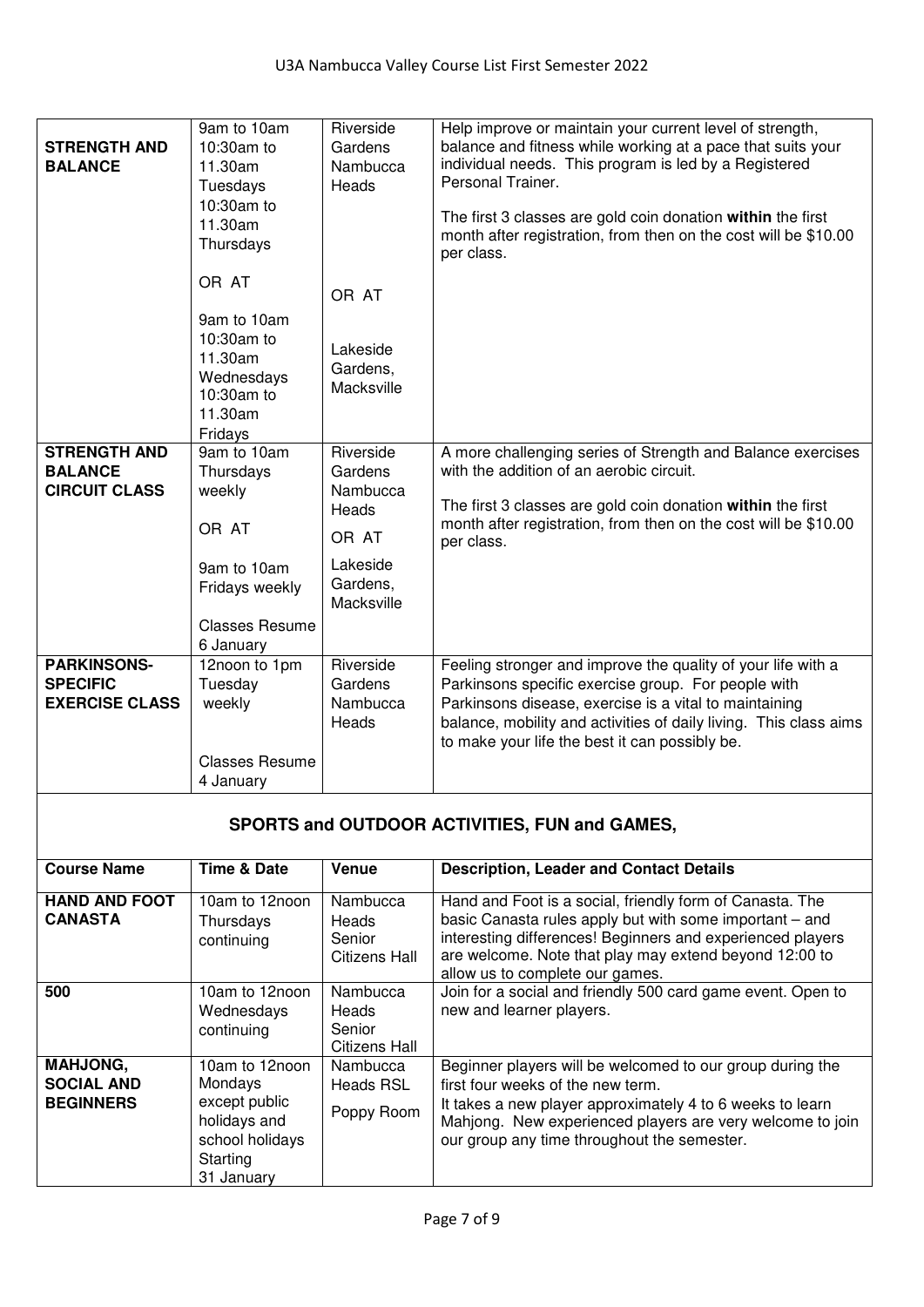| | | | |
|---|---|---|---|
| **STRENGTH AND BALANCE** | 9am to 10am<br>10:30am to 11.30am<br>Tuesdays<br>10:30am to 11.30am<br>Thursdays<br><br>OR AT<br><br>9am to 10am<br>10:30am to 11.30am<br>Wednesdays<br>10:30am to 11.30am<br>Fridays | Riverside Gardens Nambucca Heads<br><br>OR AT<br><br>Lakeside Gardens, Macksville | Help improve or maintain your current level of strength, balance and fitness while working at a pace that suits your individual needs. This program is led by a Registered Personal Trainer.<br><br>The first 3 classes are gold coin donation **within** the first month after registration, from then on the cost will be $10.00 per class. |
| **STRENGTH AND BALANCE CIRCUIT CLASS** | 9am to 10am<br>Thursdays weekly<br><br>OR AT<br><br>9am to 10am<br>Fridays weekly<br><br>Classes Resume 6 January | Riverside Gardens Nambucca Heads<br><br>OR AT<br><br>Lakeside Gardens, Macksville | A more challenging series of Strength and Balance exercises with the addition of an aerobic circuit.<br><br>The first 3 classes are gold coin donation **within** the first month after registration, from then on the cost will be $10.00 per class. |
| **PARKINSONS-SPECIFIC EXERCISE CLASS** | 12noon to 1pm<br>Tuesday weekly<br><br>Classes Resume 4 January | Riverside Gardens Nambucca Heads | Feeling stronger and improve the quality of your life with a Parkinsons specific exercise group. For people with Parkinsons disease, exercise is a vital to maintaining balance, mobility and activities of daily living. This class aims to make your life the best it can possibly be. |

## SPORTS and OUTDOOR ACTIVITIES, FUN and GAMES,

| Course Name | Time & Date | Venue | Description, Leader and Contact Details |
|---|---|---|---|
| **HAND AND FOOT CANASTA** | 10am to 12noon<br>Thursdays continuing | Nambucca Heads Senior Citizens Hall | Hand and Foot is a social, friendly form of Canasta. The basic Canasta rules apply but with some important – and interesting differences! Beginners and experienced players are welcome. Note that play may extend beyond 12:00 to allow us to complete our games. |
| **500** | 10am to 12noon<br>Wednesdays continuing | Nambucca Heads Senior Citizens Hall | Join for a social and friendly 500 card game event. Open to new and learner players. |
| **MAHJONG, SOCIAL AND BEGINNERS** | 10am to 12noon<br>Mondays except public holidays and school holidays<br>Starting 31 January | Nambucca Heads RSL<br>Poppy Room | Beginner players will be welcomed to our group during the first four weeks of the new term.<br>It takes a new player approximately 4 to 6 weeks to learn Mahjong. New experienced players are very welcome to join our group any time throughout the semester. |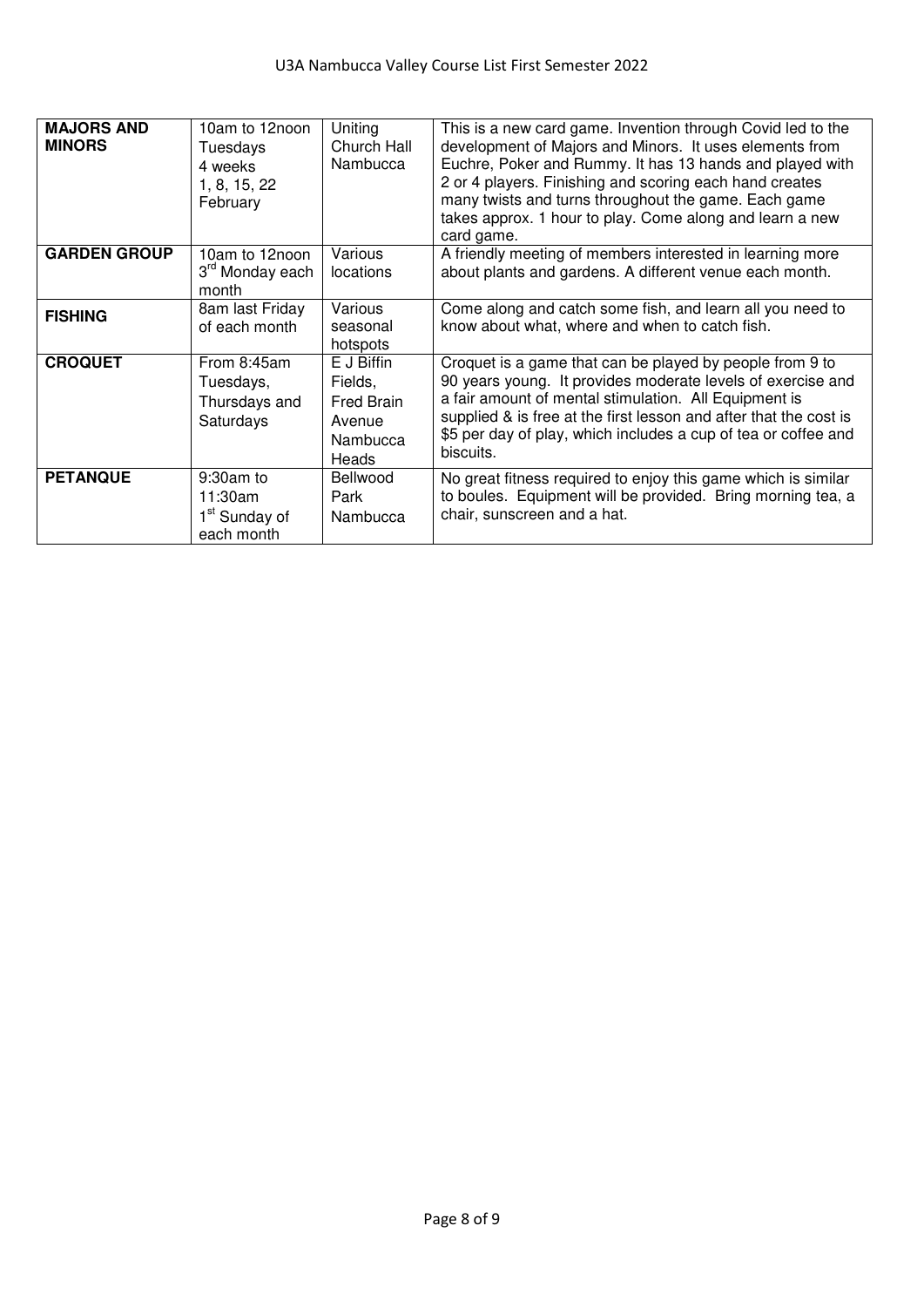| **MAJORS AND MINORS** | 10am to 12noon Tuesdays 4 weeks 1, 8, 15, 22 February | Uniting Church Hall Nambucca | This is a new card game. Invention through Covid led to the development of Majors and Minors. It uses elements from Euchre, Poker and Rummy. It has 13 hands and played with 2 or 4 players. Finishing and scoring each hand creates many twists and turns throughout the game. Each game takes approx. 1 hour to play. Come along and learn a new card game. |
|---|---|---|---|
| **GARDEN GROUP** | 10am to 12noon 3rd Monday each month | Various locations | A friendly meeting of members interested in learning more about plants and gardens. A different venue each month. |
| **FISHING** | 8am last Friday of each month | Various seasonal hotspots | Come along and catch some fish, and learn all you need to know about what, where and when to catch fish. |
| **CROQUET** | From 8:45am Tuesdays, Thursdays and Saturdays | E J Biffin Fields, Fred Brain Avenue Nambucca Heads | Croquet is a game that can be played by people from 9 to 90 years young. It provides moderate levels of exercise and a fair amount of mental stimulation. All Equipment is supplied & is free at the first lesson and after that the cost is $5 per day of play, which includes a cup of tea or coffee and biscuits. |
| **PETANQUE** | 9:30am to 11:30am 1st Sunday of each month | Bellwood Park Nambucca | No great fitness required to enjoy this game which is similar to boules. Equipment will be provided. Bring morning tea, a chair, sunscreen and a hat. |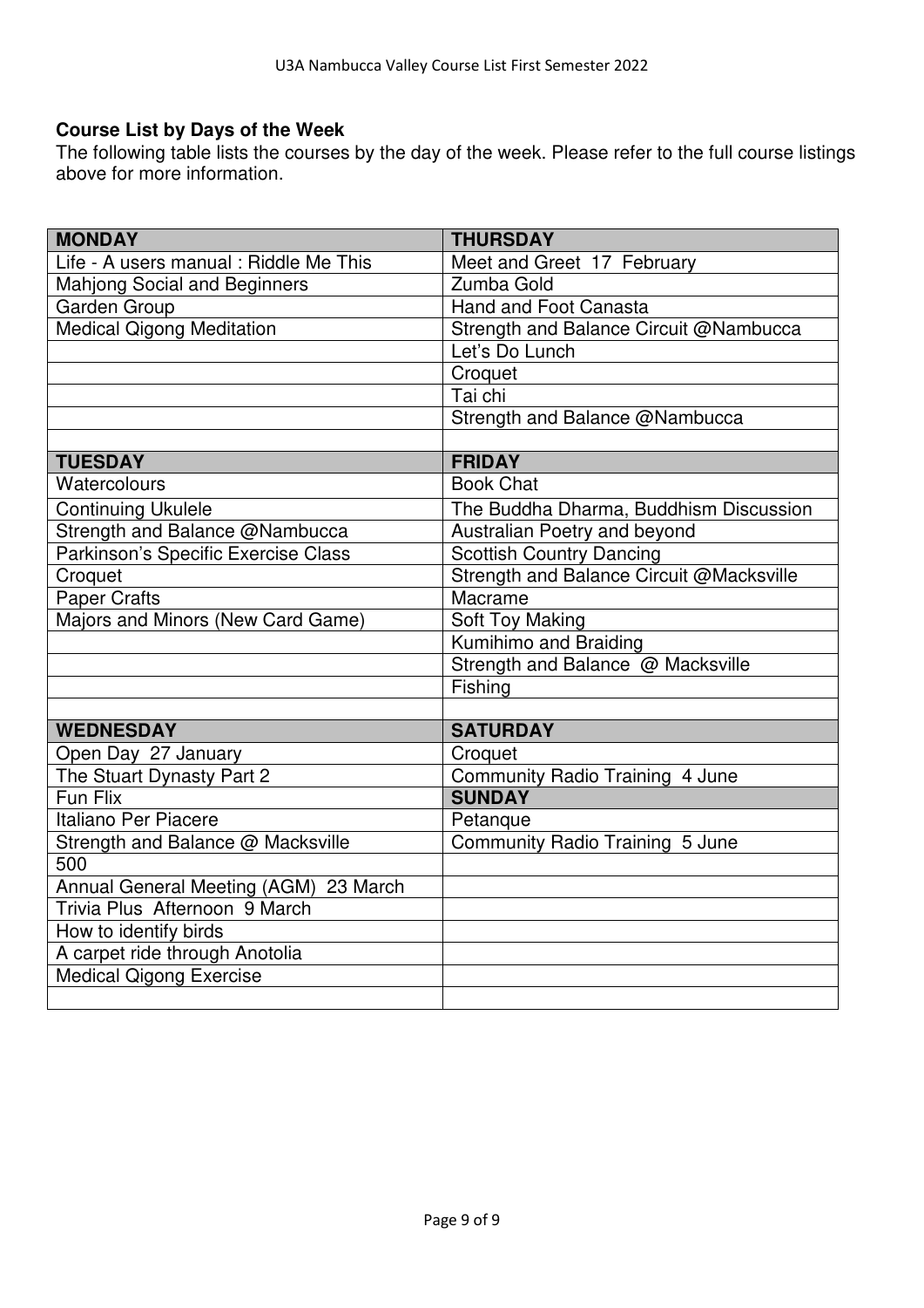**Course List by Days of the Week**

The following table lists the courses by the day of the week. Please refer to the full course listings above for more information.

| **MONDAY** | **THURSDAY** |
|---|---|
| Life - A users manual : Riddle Me This | Meet and Greet 17 February |
| Mahjong Social and Beginners | Zumba Gold |
| Garden Group | Hand and Foot Canasta |
| Medical Qigong Meditation | Strength and Balance Circuit @Nambucca |
| | Let's Do Lunch |
| | Croquet |
| | Tai chi |
| | Strength and Balance @Nambucca |
| | |
| **TUESDAY** | **FRIDAY** |
| Watercolours | Book Chat |
| Continuing Ukulele | The Buddha Dharma, Buddhism Discussion |
| Strength and Balance @Nambucca | Australian Poetry and beyond |
| Parkinson's Specific Exercise Class | Scottish Country Dancing |
| Croquet | Strength and Balance Circuit @Macksville |
| Paper Crafts | Macrame |
| Majors and Minors (New Card Game) | Soft Toy Making |
| | Kumihimo and Braiding |
| | Strength and Balance @ Macksville |
| | Fishing |
| | |
| **WEDNESDAY** | **SATURDAY** |
| Open Day 27 January | Croquet |
| The Stuart Dynasty Part 2 | Community Radio Training 4 June |
| Fun Flix | **SUNDAY** |
| Italiano Per Piacere | Petanque |
| Strength and Balance @ Macksville | Community Radio Training 5 June |
| 500 | |
| Annual General Meeting (AGM) 23 March | |
| Trivia Plus Afternoon 9 March | |
| How to identify birds | |
| A carpet ride through Anotolia | |
| Medical Qigong Exercise | |
| | |